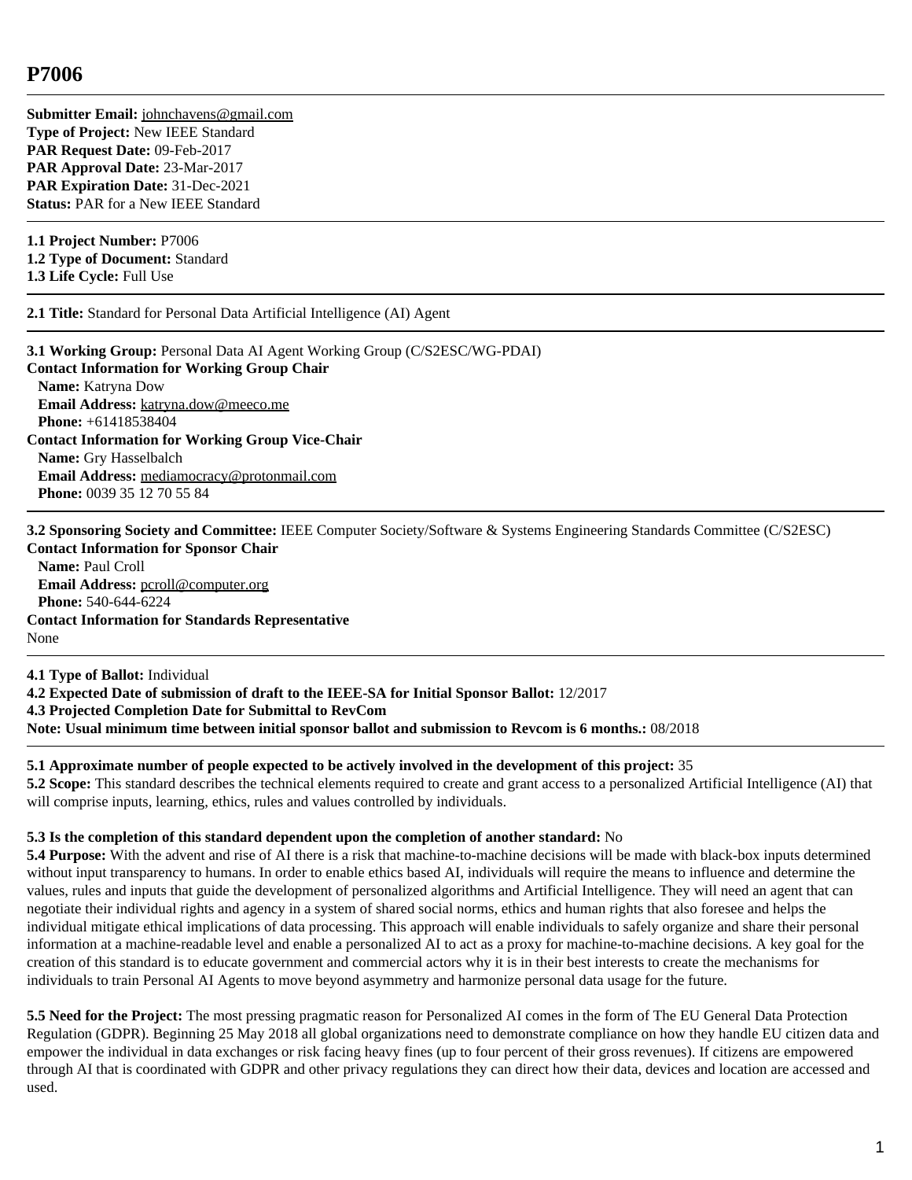# P7006

---

**Submitter Email:** johnchavens@gmail.com
**Type of Project:** New IEEE Standard
**PAR Request Date:** 09-Feb-2017
**PAR Approval Date:** 23-Mar-2017
**PAR Expiration Date:** 31-Dec-2021
**Status:** PAR for a New IEEE Standard

---

**1.1 Project Number:** P7006
**1.2 Type of Document:** Standard
**1.3 Life Cycle:** Full Use

---

**2.1 Title:** Standard for Personal Data Artificial Intelligence (AI) Agent

---

**3.1 Working Group:** Personal Data AI Agent Working Group (C/S2ESC/WG-PDAI)
**Contact Information for Working Group Chair**
**Name:** Katryna Dow
**Email Address:** katryna.dow@meeco.me
**Phone:** +61418538404
**Contact Information for Working Group Vice-Chair**
**Name:** Gry Hasselbalch
**Email Address:** mediamocracy@protonmail.com
**Phone:** 0039 35 12 70 55 84

---

**3.2 Sponsoring Society and Committee:** IEEE Computer Society/Software & Systems Engineering Standards Committee (C/S2ESC)
**Contact Information for Sponsor Chair**
**Name:** Paul Croll
**Email Address:** pcroll@computer.org
**Phone:** 540-644-6224
**Contact Information for Standards Representative**
None

---

**4.1 Type of Ballot:** Individual
**4.2 Expected Date of submission of draft to the IEEE-SA for Initial Sponsor Ballot:** 12/2017
**4.3 Projected Completion Date for Submittal to RevCom**
**Note: Usual minimum time between initial sponsor ballot and submission to Revcom is 6 months.:** 08/2018

---

**5.1 Approximate number of people expected to be actively involved in the development of this project:** 35
**5.2 Scope:** This standard describes the technical elements required to create and grant access to a personalized Artificial Intelligence (AI) that will comprise inputs, learning, ethics, rules and values controlled by individuals.

**5.3 Is the completion of this standard dependent upon the completion of another standard:** No
**5.4 Purpose:** With the advent and rise of AI there is a risk that machine-to-machine decisions will be made with black-box inputs determined without input transparency to humans. In order to enable ethics based AI, individuals will require the means to influence and determine the values, rules and inputs that guide the development of personalized algorithms and Artificial Intelligence. They will need an agent that can negotiate their individual rights and agency in a system of shared social norms, ethics and human rights that also foresee and helps the individual mitigate ethical implications of data processing. This approach will enable individuals to safely organize and share their personal information at a machine-readable level and enable a personalized AI to act as a proxy for machine-to-machine decisions. A key goal for the creation of this standard is to educate government and commercial actors why it is in their best interests to create the mechanisms for individuals to train Personal AI Agents to move beyond asymmetry and harmonize personal data usage for the future.

**5.5 Need for the Project:** The most pressing pragmatic reason for Personalized AI comes in the form of The EU General Data Protection Regulation (GDPR). Beginning 25 May 2018 all global organizations need to demonstrate compliance on how they handle EU citizen data and empower the individual in data exchanges or risk facing heavy fines (up to four percent of their gross revenues). If citizens are empowered through AI that is coordinated with GDPR and other privacy regulations they can direct how their data, devices and location are accessed and used.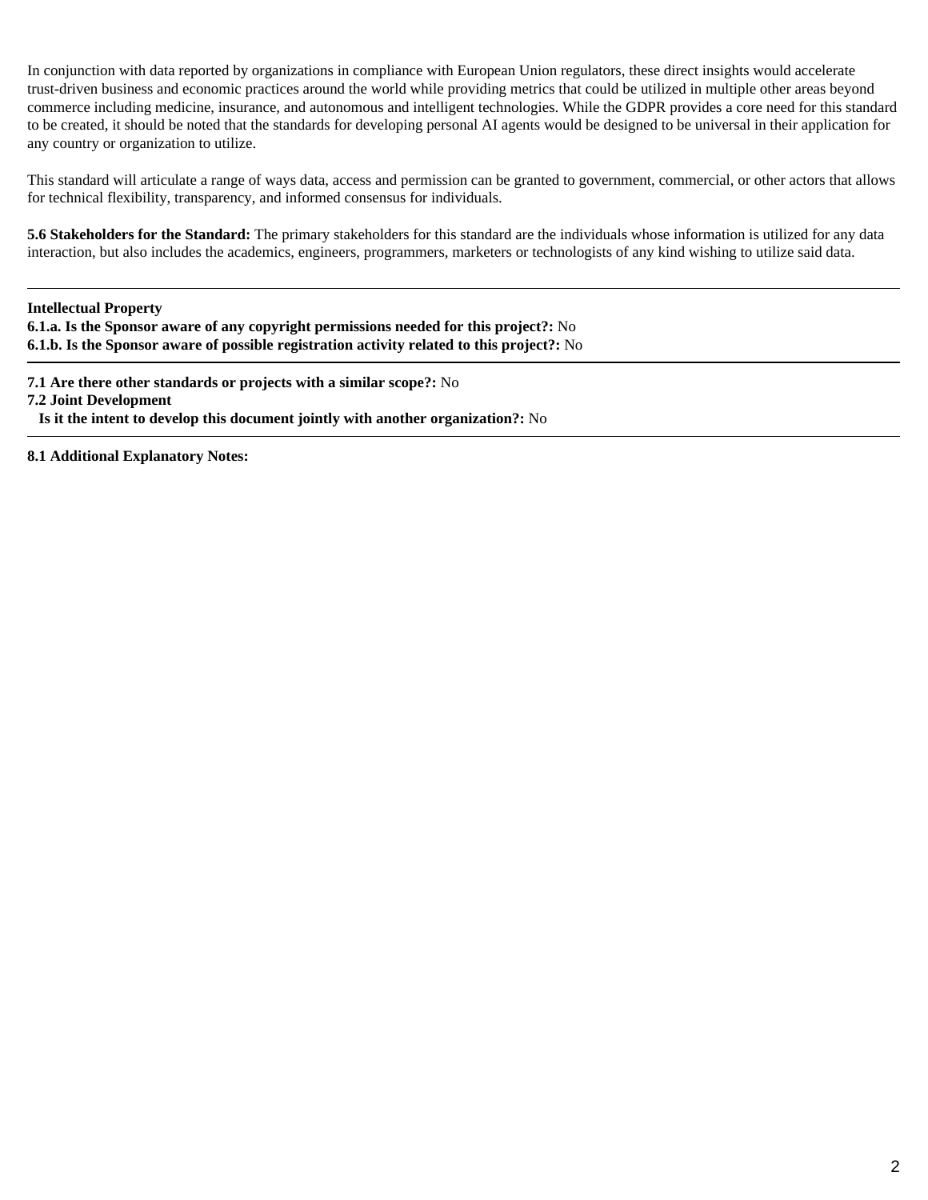In conjunction with data reported by organizations in compliance with European Union regulators, these direct insights would accelerate trust-driven business and economic practices around the world while providing metrics that could be utilized in multiple other areas beyond commerce including medicine, insurance, and autonomous and intelligent technologies. While the GDPR provides a core need for this standard to be created, it should be noted that the standards for developing personal AI agents would be designed to be universal in their application for any country or organization to utilize.

This standard will articulate a range of ways data, access and permission can be granted to government, commercial, or other actors that allows for technical flexibility, transparency, and informed consensus for individuals.

**5.6 Stakeholders for the Standard:** The primary stakeholders for this standard are the individuals whose information is utilized for any data interaction, but also includes the academics, engineers, programmers, marketers or technologists of any kind wishing to utilize said data.

---

**Intellectual Property**
**6.1.a. Is the Sponsor aware of any copyright permissions needed for this project?:** No
**6.1.b. Is the Sponsor aware of possible registration activity related to this project?:** No

---

**7.1 Are there other standards or projects with a similar scope?:** No
**7.2 Joint Development**
**Is it the intent to develop this document jointly with another organization?:** No

---

**8.1 Additional Explanatory Notes:**